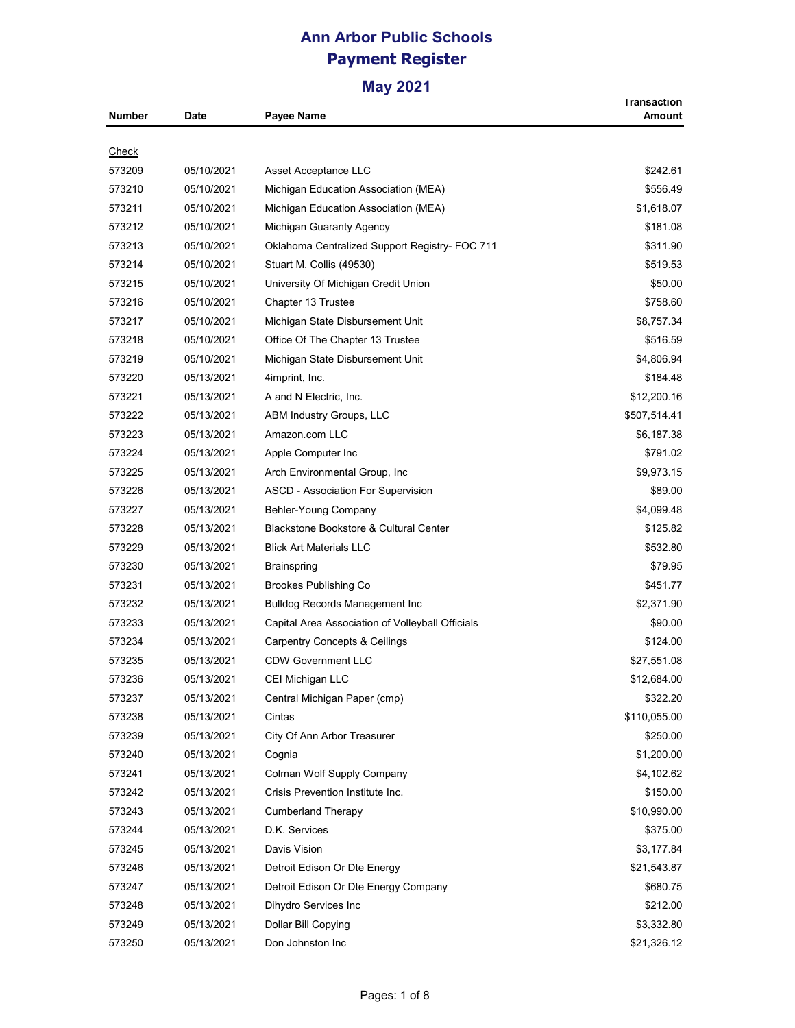# Ann Arbor Public Schools
## Payment Register
### May 2021

| Number | Date | Payee Name | Transaction Amount |
|---|---|---|---|
| Check | | | |
| 573209 | 05/10/2021 | Asset Acceptance LLC | $242.61 |
| 573210 | 05/10/2021 | Michigan Education Association (MEA) | $556.49 |
| 573211 | 05/10/2021 | Michigan Education Association (MEA) | $1,618.07 |
| 573212 | 05/10/2021 | Michigan Guaranty Agency | $181.08 |
| 573213 | 05/10/2021 | Oklahoma Centralized Support Registry- FOC 711 | $311.90 |
| 573214 | 05/10/2021 | Stuart M. Collis (49530) | $519.53 |
| 573215 | 05/10/2021 | University Of Michigan Credit Union | $50.00 |
| 573216 | 05/10/2021 | Chapter 13 Trustee | $758.60 |
| 573217 | 05/10/2021 | Michigan State Disbursement Unit | $8,757.34 |
| 573218 | 05/10/2021 | Office Of The Chapter 13 Trustee | $516.59 |
| 573219 | 05/10/2021 | Michigan State Disbursement Unit | $4,806.94 |
| 573220 | 05/13/2021 | 4imprint, Inc. | $184.48 |
| 573221 | 05/13/2021 | A and N Electric, Inc. | $12,200.16 |
| 573222 | 05/13/2021 | ABM Industry Groups, LLC | $507,514.41 |
| 573223 | 05/13/2021 | Amazon.com LLC | $6,187.38 |
| 573224 | 05/13/2021 | Apple Computer Inc | $791.02 |
| 573225 | 05/13/2021 | Arch Environmental Group, Inc | $9,973.15 |
| 573226 | 05/13/2021 | ASCD - Association For Supervision | $89.00 |
| 573227 | 05/13/2021 | Behler-Young Company | $4,099.48 |
| 573228 | 05/13/2021 | Blackstone Bookstore & Cultural Center | $125.82 |
| 573229 | 05/13/2021 | Blick Art Materials LLC | $532.80 |
| 573230 | 05/13/2021 | Brainspring | $79.95 |
| 573231 | 05/13/2021 | Brookes Publishing Co | $451.77 |
| 573232 | 05/13/2021 | Bulldog Records Management Inc | $2,371.90 |
| 573233 | 05/13/2021 | Capital Area Association of Volleyball Officials | $90.00 |
| 573234 | 05/13/2021 | Carpentry Concepts & Ceilings | $124.00 |
| 573235 | 05/13/2021 | CDW Government LLC | $27,551.08 |
| 573236 | 05/13/2021 | CEI Michigan LLC | $12,684.00 |
| 573237 | 05/13/2021 | Central Michigan Paper (cmp) | $322.20 |
| 573238 | 05/13/2021 | Cintas | $110,055.00 |
| 573239 | 05/13/2021 | City Of Ann Arbor Treasurer | $250.00 |
| 573240 | 05/13/2021 | Cognia | $1,200.00 |
| 573241 | 05/13/2021 | Colman Wolf Supply Company | $4,102.62 |
| 573242 | 05/13/2021 | Crisis Prevention Institute Inc. | $150.00 |
| 573243 | 05/13/2021 | Cumberland Therapy | $10,990.00 |
| 573244 | 05/13/2021 | D.K. Services | $375.00 |
| 573245 | 05/13/2021 | Davis Vision | $3,177.84 |
| 573246 | 05/13/2021 | Detroit Edison Or Dte Energy | $21,543.87 |
| 573247 | 05/13/2021 | Detroit Edison Or Dte Energy Company | $680.75 |
| 573248 | 05/13/2021 | Dihydro Services Inc | $212.00 |
| 573249 | 05/13/2021 | Dollar Bill Copying | $3,332.80 |
| 573250 | 05/13/2021 | Don Johnston Inc | $21,326.12 |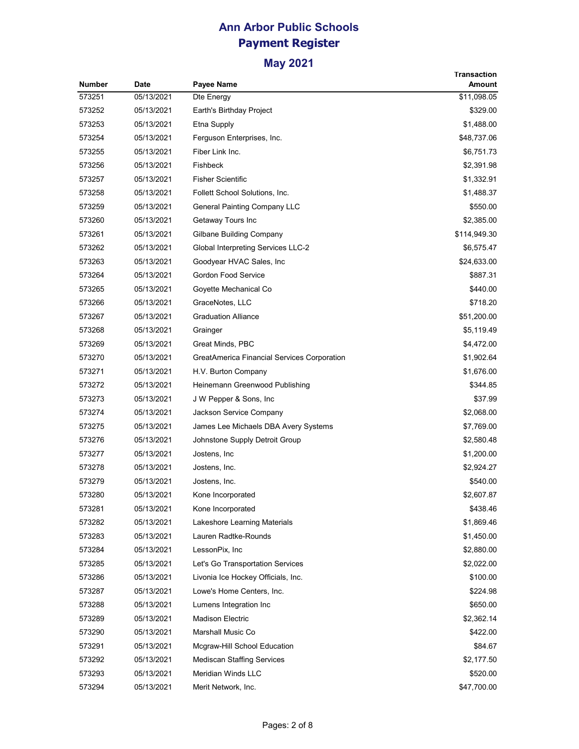# Ann Arbor Public Schools
## Payment Register
### May 2021

| Number | Date | Payee Name | Transaction Amount |
|---|---|---|---|
| 573251 | 05/13/2021 | Dte Energy | $11,098.05 |
| 573252 | 05/13/2021 | Earth's Birthday Project | $329.00 |
| 573253 | 05/13/2021 | Etna Supply | $1,488.00 |
| 573254 | 05/13/2021 | Ferguson Enterprises, Inc. | $48,737.06 |
| 573255 | 05/13/2021 | Fiber Link Inc. | $6,751.73 |
| 573256 | 05/13/2021 | Fishbeck | $2,391.98 |
| 573257 | 05/13/2021 | Fisher Scientific | $1,332.91 |
| 573258 | 05/13/2021 | Follett School Solutions, Inc. | $1,488.37 |
| 573259 | 05/13/2021 | General Painting Company LLC | $550.00 |
| 573260 | 05/13/2021 | Getaway Tours Inc | $2,385.00 |
| 573261 | 05/13/2021 | Gilbane Building Company | $114,949.30 |
| 573262 | 05/13/2021 | Global Interpreting Services LLC-2 | $6,575.47 |
| 573263 | 05/13/2021 | Goodyear HVAC Sales, Inc | $24,633.00 |
| 573264 | 05/13/2021 | Gordon Food Service | $887.31 |
| 573265 | 05/13/2021 | Goyette Mechanical Co | $440.00 |
| 573266 | 05/13/2021 | GraceNotes, LLC | $718.20 |
| 573267 | 05/13/2021 | Graduation Alliance | $51,200.00 |
| 573268 | 05/13/2021 | Grainger | $5,119.49 |
| 573269 | 05/13/2021 | Great Minds, PBC | $4,472.00 |
| 573270 | 05/13/2021 | GreatAmerica Financial Services Corporation | $1,902.64 |
| 573271 | 05/13/2021 | H.V. Burton Company | $1,676.00 |
| 573272 | 05/13/2021 | Heinemann Greenwood Publishing | $344.85 |
| 573273 | 05/13/2021 | J W Pepper & Sons, Inc | $37.99 |
| 573274 | 05/13/2021 | Jackson Service Company | $2,068.00 |
| 573275 | 05/13/2021 | James Lee Michaels DBA Avery Systems | $7,769.00 |
| 573276 | 05/13/2021 | Johnstone Supply Detroit Group | $2,580.48 |
| 573277 | 05/13/2021 | Jostens, Inc | $1,200.00 |
| 573278 | 05/13/2021 | Jostens, Inc. | $2,924.27 |
| 573279 | 05/13/2021 | Jostens, Inc. | $540.00 |
| 573280 | 05/13/2021 | Kone Incorporated | $2,607.87 |
| 573281 | 05/13/2021 | Kone Incorporated | $438.46 |
| 573282 | 05/13/2021 | Lakeshore Learning Materials | $1,869.46 |
| 573283 | 05/13/2021 | Lauren Radtke-Rounds | $1,450.00 |
| 573284 | 05/13/2021 | LessonPix, Inc | $2,880.00 |
| 573285 | 05/13/2021 | Let's Go Transportation Services | $2,022.00 |
| 573286 | 05/13/2021 | Livonia Ice Hockey Officials, Inc. | $100.00 |
| 573287 | 05/13/2021 | Lowe's Home Centers, Inc. | $224.98 |
| 573288 | 05/13/2021 | Lumens Integration Inc | $650.00 |
| 573289 | 05/13/2021 | Madison Electric | $2,362.14 |
| 573290 | 05/13/2021 | Marshall Music Co | $422.00 |
| 573291 | 05/13/2021 | Mcgraw-Hill School Education | $84.67 |
| 573292 | 05/13/2021 | Mediscan Staffing Services | $2,177.50 |
| 573293 | 05/13/2021 | Meridian Winds LLC | $520.00 |
| 573294 | 05/13/2021 | Merit Network, Inc. | $47,700.00 |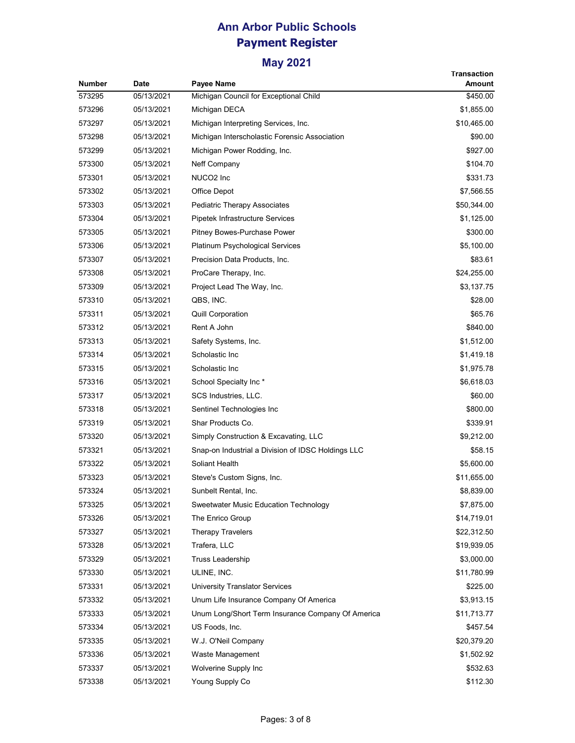# Ann Arbor Public Schools
## Payment Register
### May 2021

| Number | Date | Payee Name | Transaction Amount |
|---|---|---|---|
| 573295 | 05/13/2021 | Michigan Council for Exceptional Child | $450.00 |
| 573296 | 05/13/2021 | Michigan DECA | $1,855.00 |
| 573297 | 05/13/2021 | Michigan Interpreting Services, Inc. | $10,465.00 |
| 573298 | 05/13/2021 | Michigan Interscholastic Forensic Association | $90.00 |
| 573299 | 05/13/2021 | Michigan Power Rodding, Inc. | $927.00 |
| 573300 | 05/13/2021 | Neff Company | $104.70 |
| 573301 | 05/13/2021 | NUCO2 Inc | $331.73 |
| 573302 | 05/13/2021 | Office Depot | $7,566.55 |
| 573303 | 05/13/2021 | Pediatric Therapy Associates | $50,344.00 |
| 573304 | 05/13/2021 | Pipetek Infrastructure Services | $1,125.00 |
| 573305 | 05/13/2021 | Pitney Bowes-Purchase Power | $300.00 |
| 573306 | 05/13/2021 | Platinum Psychological Services | $5,100.00 |
| 573307 | 05/13/2021 | Precision Data Products, Inc. | $83.61 |
| 573308 | 05/13/2021 | ProCare Therapy, Inc. | $24,255.00 |
| 573309 | 05/13/2021 | Project Lead The Way, Inc. | $3,137.75 |
| 573310 | 05/13/2021 | QBS, INC. | $28.00 |
| 573311 | 05/13/2021 | Quill Corporation | $65.76 |
| 573312 | 05/13/2021 | Rent A John | $840.00 |
| 573313 | 05/13/2021 | Safety Systems, Inc. | $1,512.00 |
| 573314 | 05/13/2021 | Scholastic Inc | $1,419.18 |
| 573315 | 05/13/2021 | Scholastic Inc | $1,975.78 |
| 573316 | 05/13/2021 | School Specialty Inc * | $6,618.03 |
| 573317 | 05/13/2021 | SCS Industries, LLC. | $60.00 |
| 573318 | 05/13/2021 | Sentinel Technologies Inc | $800.00 |
| 573319 | 05/13/2021 | Shar Products Co. | $339.91 |
| 573320 | 05/13/2021 | Simply Construction & Excavating, LLC | $9,212.00 |
| 573321 | 05/13/2021 | Snap-on Industrial a Division of IDSC Holdings LLC | $58.15 |
| 573322 | 05/13/2021 | Soliant Health | $5,600.00 |
| 573323 | 05/13/2021 | Steve's Custom Signs, Inc. | $11,655.00 |
| 573324 | 05/13/2021 | Sunbelt Rental, Inc. | $8,839.00 |
| 573325 | 05/13/2021 | Sweetwater Music Education Technology | $7,875.00 |
| 573326 | 05/13/2021 | The Enrico Group | $14,719.01 |
| 573327 | 05/13/2021 | Therapy Travelers | $22,312.50 |
| 573328 | 05/13/2021 | Trafera, LLC | $19,939.05 |
| 573329 | 05/13/2021 | Truss Leadership | $3,000.00 |
| 573330 | 05/13/2021 | ULINE, INC. | $11,780.99 |
| 573331 | 05/13/2021 | University Translator Services | $225.00 |
| 573332 | 05/13/2021 | Unum Life Insurance Company Of America | $3,913.15 |
| 573333 | 05/13/2021 | Unum Long/Short Term Insurance Company Of America | $11,713.77 |
| 573334 | 05/13/2021 | US Foods, Inc. | $457.54 |
| 573335 | 05/13/2021 | W.J. O'Neil Company | $20,379.20 |
| 573336 | 05/13/2021 | Waste Management | $1,502.92 |
| 573337 | 05/13/2021 | Wolverine Supply Inc | $532.63 |
| 573338 | 05/13/2021 | Young Supply Co | $112.30 |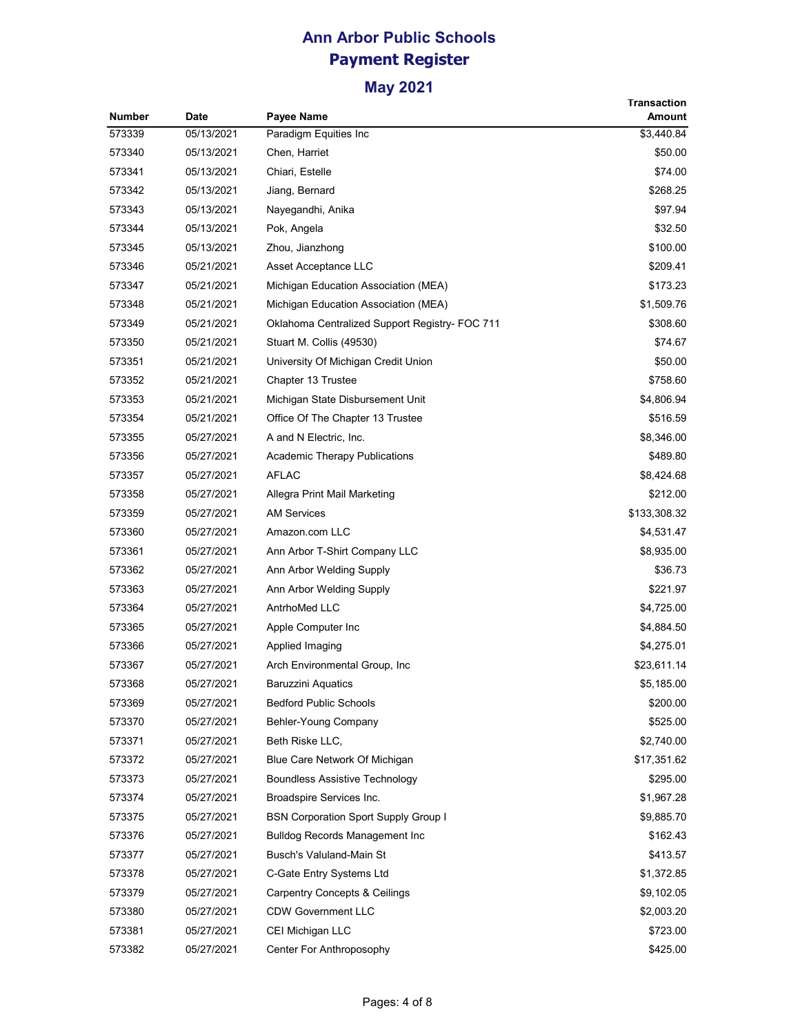# Ann Arbor Public Schools
# Payment Register

## May 2021

| Number | Date | Payee Name | Transaction Amount |
|---|---|---|---|
| 573339 | 05/13/2021 | Paradigm Equities Inc | $3,440.84 |
| 573340 | 05/13/2021 | Chen, Harriet | $50.00 |
| 573341 | 05/13/2021 | Chiari, Estelle | $74.00 |
| 573342 | 05/13/2021 | Jiang, Bernard | $268.25 |
| 573343 | 05/13/2021 | Nayegandhi, Anika | $97.94 |
| 573344 | 05/13/2021 | Pok, Angela | $32.50 |
| 573345 | 05/13/2021 | Zhou, Jianzhong | $100.00 |
| 573346 | 05/21/2021 | Asset Acceptance LLC | $209.41 |
| 573347 | 05/21/2021 | Michigan Education Association (MEA) | $173.23 |
| 573348 | 05/21/2021 | Michigan Education Association (MEA) | $1,509.76 |
| 573349 | 05/21/2021 | Oklahoma Centralized Support Registry- FOC 711 | $308.60 |
| 573350 | 05/21/2021 | Stuart M. Collis (49530) | $74.67 |
| 573351 | 05/21/2021 | University Of Michigan Credit Union | $50.00 |
| 573352 | 05/21/2021 | Chapter 13 Trustee | $758.60 |
| 573353 | 05/21/2021 | Michigan State Disbursement Unit | $4,806.94 |
| 573354 | 05/21/2021 | Office Of The Chapter 13 Trustee | $516.59 |
| 573355 | 05/27/2021 | A and N Electric, Inc. | $8,346.00 |
| 573356 | 05/27/2021 | Academic Therapy Publications | $489.80 |
| 573357 | 05/27/2021 | AFLAC | $8,424.68 |
| 573358 | 05/27/2021 | Allegra Print Mail Marketing | $212.00 |
| 573359 | 05/27/2021 | AM Services | $133,308.32 |
| 573360 | 05/27/2021 | Amazon.com LLC | $4,531.47 |
| 573361 | 05/27/2021 | Ann Arbor T-Shirt Company LLC | $8,935.00 |
| 573362 | 05/27/2021 | Ann Arbor Welding Supply | $36.73 |
| 573363 | 05/27/2021 | Ann Arbor Welding Supply | $221.97 |
| 573364 | 05/27/2021 | AntrhoMed LLC | $4,725.00 |
| 573365 | 05/27/2021 | Apple Computer Inc | $4,884.50 |
| 573366 | 05/27/2021 | Applied Imaging | $4,275.01 |
| 573367 | 05/27/2021 | Arch Environmental Group, Inc | $23,611.14 |
| 573368 | 05/27/2021 | Baruzzini Aquatics | $5,185.00 |
| 573369 | 05/27/2021 | Bedford Public Schools | $200.00 |
| 573370 | 05/27/2021 | Behler-Young Company | $525.00 |
| 573371 | 05/27/2021 | Beth Riske LLC, | $2,740.00 |
| 573372 | 05/27/2021 | Blue Care Network Of Michigan | $17,351.62 |
| 573373 | 05/27/2021 | Boundless Assistive Technology | $295.00 |
| 573374 | 05/27/2021 | Broadspire Services Inc. | $1,967.28 |
| 573375 | 05/27/2021 | BSN Corporation Sport Supply Group I | $9,885.70 |
| 573376 | 05/27/2021 | Bulldog Records Management Inc | $162.43 |
| 573377 | 05/27/2021 | Busch's Valuland-Main St | $413.57 |
| 573378 | 05/27/2021 | C-Gate Entry Systems Ltd | $1,372.85 |
| 573379 | 05/27/2021 | Carpentry Concepts & Ceilings | $9,102.05 |
| 573380 | 05/27/2021 | CDW Government LLC | $2,003.20 |
| 573381 | 05/27/2021 | CEI Michigan LLC | $723.00 |
| 573382 | 05/27/2021 | Center For Anthroposophy | $425.00 |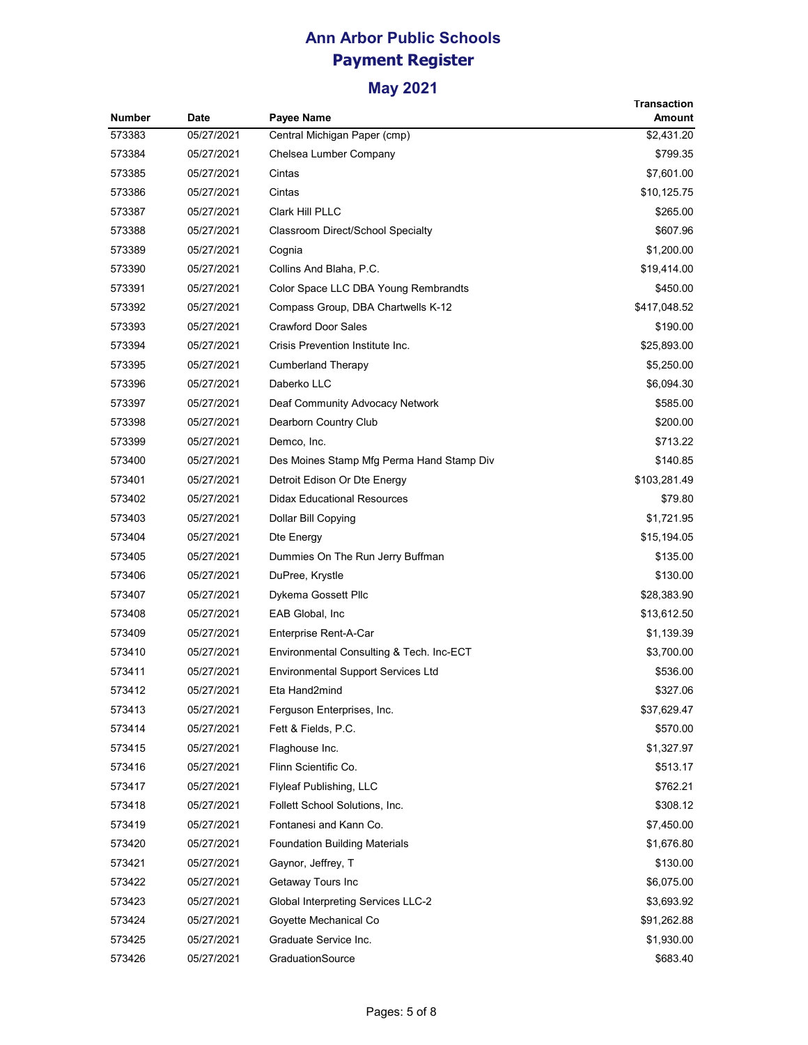# Ann Arbor Public Schools
# Payment Register

## May 2021

| Number | Date | Payee Name | Transaction Amount |
|---|---|---|---|
| 573383 | 05/27/2021 | Central Michigan Paper (cmp) | $2,431.20 |
| 573384 | 05/27/2021 | Chelsea Lumber Company | $799.35 |
| 573385 | 05/27/2021 | Cintas | $7,601.00 |
| 573386 | 05/27/2021 | Cintas | $10,125.75 |
| 573387 | 05/27/2021 | Clark Hill PLLC | $265.00 |
| 573388 | 05/27/2021 | Classroom Direct/School Specialty | $607.96 |
| 573389 | 05/27/2021 | Cognia | $1,200.00 |
| 573390 | 05/27/2021 | Collins And Blaha, P.C. | $19,414.00 |
| 573391 | 05/27/2021 | Color Space LLC DBA Young Rembrandts | $450.00 |
| 573392 | 05/27/2021 | Compass Group, DBA Chartwells K-12 | $417,048.52 |
| 573393 | 05/27/2021 | Crawford Door Sales | $190.00 |
| 573394 | 05/27/2021 | Crisis Prevention Institute Inc. | $25,893.00 |
| 573395 | 05/27/2021 | Cumberland Therapy | $5,250.00 |
| 573396 | 05/27/2021 | Daberko LLC | $6,094.30 |
| 573397 | 05/27/2021 | Deaf Community Advocacy Network | $585.00 |
| 573398 | 05/27/2021 | Dearborn Country Club | $200.00 |
| 573399 | 05/27/2021 | Demco, Inc. | $713.22 |
| 573400 | 05/27/2021 | Des Moines Stamp Mfg Perma Hand Stamp Div | $140.85 |
| 573401 | 05/27/2021 | Detroit Edison Or Dte Energy | $103,281.49 |
| 573402 | 05/27/2021 | Didax Educational Resources | $79.80 |
| 573403 | 05/27/2021 | Dollar Bill Copying | $1,721.95 |
| 573404 | 05/27/2021 | Dte Energy | $15,194.05 |
| 573405 | 05/27/2021 | Dummies On The Run Jerry Buffman | $135.00 |
| 573406 | 05/27/2021 | DuPree, Krystle | $130.00 |
| 573407 | 05/27/2021 | Dykema Gossett Pllc | $28,383.90 |
| 573408 | 05/27/2021 | EAB Global, Inc | $13,612.50 |
| 573409 | 05/27/2021 | Enterprise Rent-A-Car | $1,139.39 |
| 573410 | 05/27/2021 | Environmental Consulting & Tech. Inc-ECT | $3,700.00 |
| 573411 | 05/27/2021 | Environmental Support Services Ltd | $536.00 |
| 573412 | 05/27/2021 | Eta Hand2mind | $327.06 |
| 573413 | 05/27/2021 | Ferguson Enterprises, Inc. | $37,629.47 |
| 573414 | 05/27/2021 | Fett & Fields, P.C. | $570.00 |
| 573415 | 05/27/2021 | Flaghouse Inc. | $1,327.97 |
| 573416 | 05/27/2021 | Flinn Scientific Co. | $513.17 |
| 573417 | 05/27/2021 | Flyleaf Publishing, LLC | $762.21 |
| 573418 | 05/27/2021 | Follett School Solutions, Inc. | $308.12 |
| 573419 | 05/27/2021 | Fontanesi and Kann Co. | $7,450.00 |
| 573420 | 05/27/2021 | Foundation Building Materials | $1,676.80 |
| 573421 | 05/27/2021 | Gaynor, Jeffrey, T | $130.00 |
| 573422 | 05/27/2021 | Getaway Tours Inc | $6,075.00 |
| 573423 | 05/27/2021 | Global Interpreting Services LLC-2 | $3,693.92 |
| 573424 | 05/27/2021 | Goyette Mechanical Co | $91,262.88 |
| 573425 | 05/27/2021 | Graduate Service Inc. | $1,930.00 |
| 573426 | 05/27/2021 | GraduationSource | $683.40 |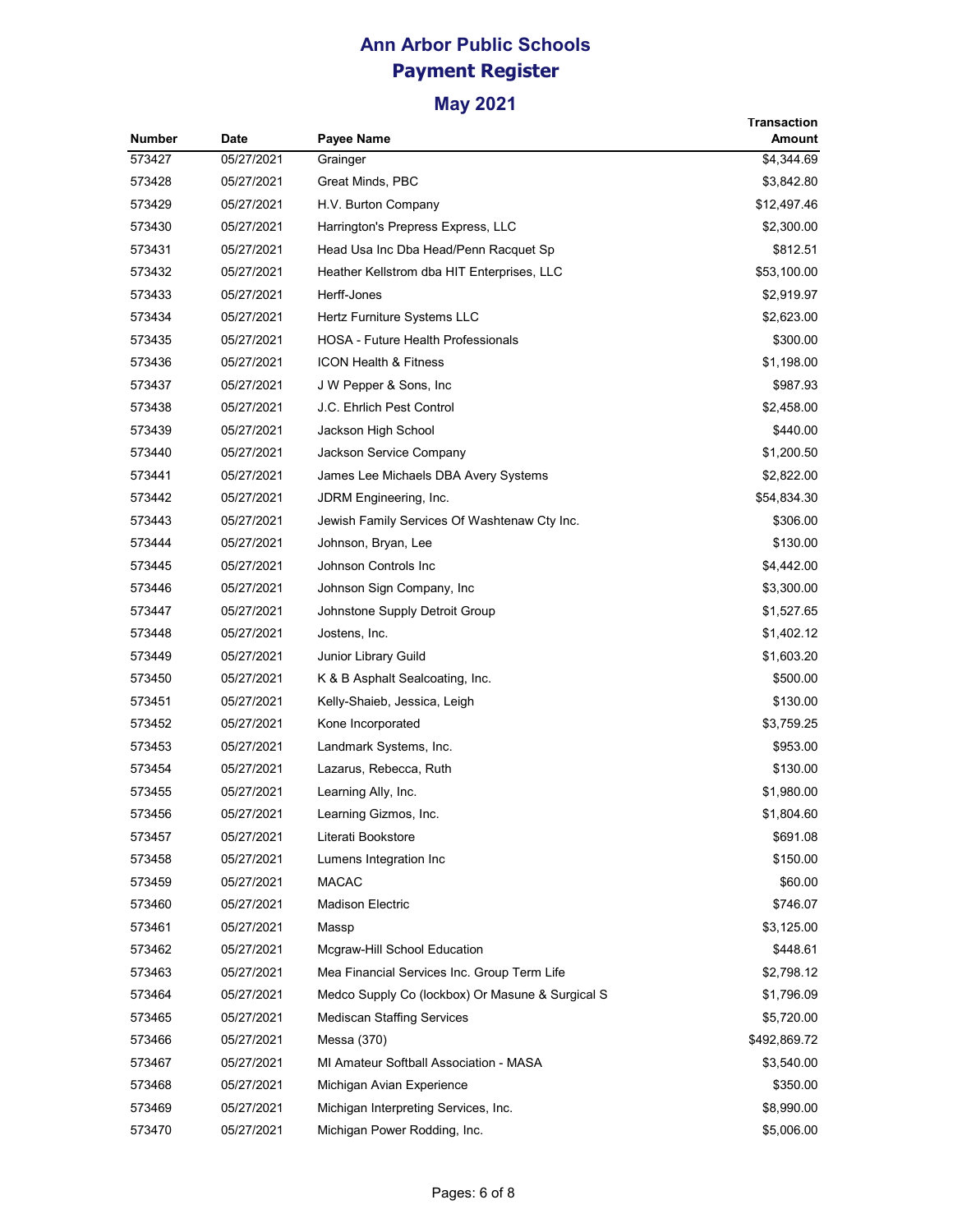# Ann Arbor Public Schools
## Payment Register
### May 2021

| Number | Date | Payee Name | Transaction Amount |
|---|---|---|---|
| 573427 | 05/27/2021 | Grainger | $4,344.69 |
| 573428 | 05/27/2021 | Great Minds, PBC | $3,842.80 |
| 573429 | 05/27/2021 | H.V. Burton Company | $12,497.46 |
| 573430 | 05/27/2021 | Harrington's Prepress Express, LLC | $2,300.00 |
| 573431 | 05/27/2021 | Head Usa Inc Dba Head/Penn Racquet Sp | $812.51 |
| 573432 | 05/27/2021 | Heather Kellstrom dba HIT Enterprises, LLC | $53,100.00 |
| 573433 | 05/27/2021 | Herff-Jones | $2,919.97 |
| 573434 | 05/27/2021 | Hertz Furniture Systems LLC | $2,623.00 |
| 573435 | 05/27/2021 | HOSA - Future Health Professionals | $300.00 |
| 573436 | 05/27/2021 | ICON Health & Fitness | $1,198.00 |
| 573437 | 05/27/2021 | J W Pepper & Sons, Inc | $987.93 |
| 573438 | 05/27/2021 | J.C. Ehrlich Pest Control | $2,458.00 |
| 573439 | 05/27/2021 | Jackson High School | $440.00 |
| 573440 | 05/27/2021 | Jackson Service Company | $1,200.50 |
| 573441 | 05/27/2021 | James Lee Michaels DBA Avery Systems | $2,822.00 |
| 573442 | 05/27/2021 | JDRM Engineering, Inc. | $54,834.30 |
| 573443 | 05/27/2021 | Jewish Family Services Of Washtenaw Cty Inc. | $306.00 |
| 573444 | 05/27/2021 | Johnson, Bryan, Lee | $130.00 |
| 573445 | 05/27/2021 | Johnson Controls Inc | $4,442.00 |
| 573446 | 05/27/2021 | Johnson Sign Company, Inc | $3,300.00 |
| 573447 | 05/27/2021 | Johnstone Supply Detroit Group | $1,527.65 |
| 573448 | 05/27/2021 | Jostens, Inc. | $1,402.12 |
| 573449 | 05/27/2021 | Junior Library Guild | $1,603.20 |
| 573450 | 05/27/2021 | K & B Asphalt Sealcoating, Inc. | $500.00 |
| 573451 | 05/27/2021 | Kelly-Shaieb, Jessica, Leigh | $130.00 |
| 573452 | 05/27/2021 | Kone Incorporated | $3,759.25 |
| 573453 | 05/27/2021 | Landmark Systems, Inc. | $953.00 |
| 573454 | 05/27/2021 | Lazarus, Rebecca, Ruth | $130.00 |
| 573455 | 05/27/2021 | Learning Ally, Inc. | $1,980.00 |
| 573456 | 05/27/2021 | Learning Gizmos, Inc. | $1,804.60 |
| 573457 | 05/27/2021 | Literati Bookstore | $691.08 |
| 573458 | 05/27/2021 | Lumens Integration Inc | $150.00 |
| 573459 | 05/27/2021 | MACAC | $60.00 |
| 573460 | 05/27/2021 | Madison Electric | $746.07 |
| 573461 | 05/27/2021 | Massp | $3,125.00 |
| 573462 | 05/27/2021 | Mcgraw-Hill School Education | $448.61 |
| 573463 | 05/27/2021 | Mea Financial Services Inc. Group Term Life | $2,798.12 |
| 573464 | 05/27/2021 | Medco Supply Co (lockbox) Or Masune & Surgical S | $1,796.09 |
| 573465 | 05/27/2021 | Mediscan Staffing Services | $5,720.00 |
| 573466 | 05/27/2021 | Messa (370) | $492,869.72 |
| 573467 | 05/27/2021 | MI Amateur Softball Association - MASA | $3,540.00 |
| 573468 | 05/27/2021 | Michigan Avian Experience | $350.00 |
| 573469 | 05/27/2021 | Michigan Interpreting Services, Inc. | $8,990.00 |
| 573470 | 05/27/2021 | Michigan Power Rodding, Inc. | $5,006.00 |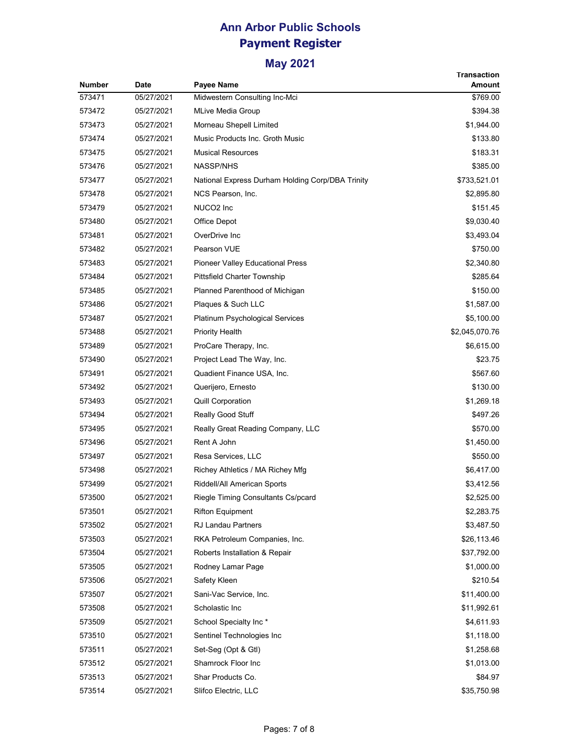# Ann Arbor Public Schools
## Payment Register
### May 2021

| Number | Date | Payee Name | Transaction Amount |
|---|---|---|---|
| 573471 | 05/27/2021 | Midwestern Consulting Inc-Mci | $769.00 |
| 573472 | 05/27/2021 | MLive Media Group | $394.38 |
| 573473 | 05/27/2021 | Morneau Shepell Limited | $1,944.00 |
| 573474 | 05/27/2021 | Music Products Inc. Groth Music | $133.80 |
| 573475 | 05/27/2021 | Musical Resources | $183.31 |
| 573476 | 05/27/2021 | NASSP/NHS | $385.00 |
| 573477 | 05/27/2021 | National Express Durham Holding Corp/DBA Trinity | $733,521.01 |
| 573478 | 05/27/2021 | NCS Pearson, Inc. | $2,895.80 |
| 573479 | 05/27/2021 | NUCO2 Inc | $151.45 |
| 573480 | 05/27/2021 | Office Depot | $9,030.40 |
| 573481 | 05/27/2021 | OverDrive Inc | $3,493.04 |
| 573482 | 05/27/2021 | Pearson VUE | $750.00 |
| 573483 | 05/27/2021 | Pioneer Valley Educational Press | $2,340.80 |
| 573484 | 05/27/2021 | Pittsfield Charter Township | $285.64 |
| 573485 | 05/27/2021 | Planned Parenthood of Michigan | $150.00 |
| 573486 | 05/27/2021 | Plaques & Such LLC | $1,587.00 |
| 573487 | 05/27/2021 | Platinum Psychological Services | $5,100.00 |
| 573488 | 05/27/2021 | Priority Health | $2,045,070.76 |
| 573489 | 05/27/2021 | ProCare Therapy, Inc. | $6,615.00 |
| 573490 | 05/27/2021 | Project Lead The Way, Inc. | $23.75 |
| 573491 | 05/27/2021 | Quadient Finance USA, Inc. | $567.60 |
| 573492 | 05/27/2021 | Querijero, Ernesto | $130.00 |
| 573493 | 05/27/2021 | Quill Corporation | $1,269.18 |
| 573494 | 05/27/2021 | Really Good Stuff | $497.26 |
| 573495 | 05/27/2021 | Really Great Reading Company, LLC | $570.00 |
| 573496 | 05/27/2021 | Rent A John | $1,450.00 |
| 573497 | 05/27/2021 | Resa Services, LLC | $550.00 |
| 573498 | 05/27/2021 | Richey Athletics / MA Richey Mfg | $6,417.00 |
| 573499 | 05/27/2021 | Riddell/All American Sports | $3,412.56 |
| 573500 | 05/27/2021 | Riegle Timing Consultants Cs/pcard | $2,525.00 |
| 573501 | 05/27/2021 | Rifton Equipment | $2,283.75 |
| 573502 | 05/27/2021 | RJ Landau Partners | $3,487.50 |
| 573503 | 05/27/2021 | RKA Petroleum Companies, Inc. | $26,113.46 |
| 573504 | 05/27/2021 | Roberts Installation & Repair | $37,792.00 |
| 573505 | 05/27/2021 | Rodney Lamar Page | $1,000.00 |
| 573506 | 05/27/2021 | Safety Kleen | $210.54 |
| 573507 | 05/27/2021 | Sani-Vac Service, Inc. | $11,400.00 |
| 573508 | 05/27/2021 | Scholastic Inc | $11,992.61 |
| 573509 | 05/27/2021 | School Specialty Inc * | $4,611.93 |
| 573510 | 05/27/2021 | Sentinel Technologies Inc | $1,118.00 |
| 573511 | 05/27/2021 | Set-Seg (Opt & Gtl) | $1,258.68 |
| 573512 | 05/27/2021 | Shamrock Floor Inc | $1,013.00 |
| 573513 | 05/27/2021 | Shar Products Co. | $84.97 |
| 573514 | 05/27/2021 | Slifco Electric, LLC | $35,750.98 |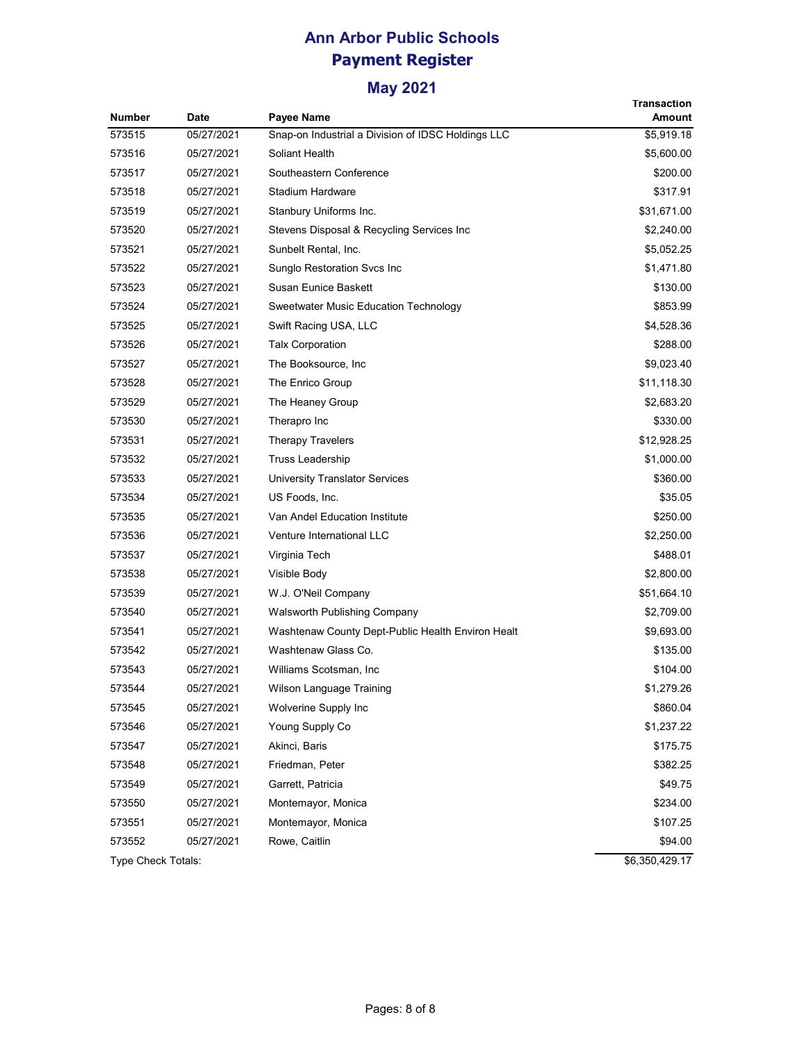# Ann Arbor Public Schools
## Payment Register
### May 2021

| Number | Date | Payee Name | Transaction Amount |
|---|---|---|---|
| 573515 | 05/27/2021 | Snap-on Industrial a Division of IDSC Holdings LLC | $5,919.18 |
| 573516 | 05/27/2021 | Soliant Health | $5,600.00 |
| 573517 | 05/27/2021 | Southeastern Conference | $200.00 |
| 573518 | 05/27/2021 | Stadium Hardware | $317.91 |
| 573519 | 05/27/2021 | Stanbury Uniforms Inc. | $31,671.00 |
| 573520 | 05/27/2021 | Stevens Disposal & Recycling Services Inc | $2,240.00 |
| 573521 | 05/27/2021 | Sunbelt Rental, Inc. | $5,052.25 |
| 573522 | 05/27/2021 | Sunglo Restoration Svcs Inc | $1,471.80 |
| 573523 | 05/27/2021 | Susan Eunice Baskett | $130.00 |
| 573524 | 05/27/2021 | Sweetwater Music Education Technology | $853.99 |
| 573525 | 05/27/2021 | Swift Racing USA, LLC | $4,528.36 |
| 573526 | 05/27/2021 | Talx Corporation | $288.00 |
| 573527 | 05/27/2021 | The Booksource, Inc | $9,023.40 |
| 573528 | 05/27/2021 | The Enrico Group | $11,118.30 |
| 573529 | 05/27/2021 | The Heaney Group | $2,683.20 |
| 573530 | 05/27/2021 | Therapro Inc | $330.00 |
| 573531 | 05/27/2021 | Therapy Travelers | $12,928.25 |
| 573532 | 05/27/2021 | Truss Leadership | $1,000.00 |
| 573533 | 05/27/2021 | University Translator Services | $360.00 |
| 573534 | 05/27/2021 | US Foods, Inc. | $35.05 |
| 573535 | 05/27/2021 | Van Andel Education Institute | $250.00 |
| 573536 | 05/27/2021 | Venture International LLC | $2,250.00 |
| 573537 | 05/27/2021 | Virginia Tech | $488.01 |
| 573538 | 05/27/2021 | Visible Body | $2,800.00 |
| 573539 | 05/27/2021 | W.J. O'Neil Company | $51,664.10 |
| 573540 | 05/27/2021 | Walsworth Publishing Company | $2,709.00 |
| 573541 | 05/27/2021 | Washtenaw County Dept-Public Health Environ Healt | $9,693.00 |
| 573542 | 05/27/2021 | Washtenaw Glass Co. | $135.00 |
| 573543 | 05/27/2021 | Williams Scotsman, Inc | $104.00 |
| 573544 | 05/27/2021 | Wilson Language Training | $1,279.26 |
| 573545 | 05/27/2021 | Wolverine Supply Inc | $860.04 |
| 573546 | 05/27/2021 | Young Supply Co | $1,237.22 |
| 573547 | 05/27/2021 | Akinci, Baris | $175.75 |
| 573548 | 05/27/2021 | Friedman, Peter | $382.25 |
| 573549 | 05/27/2021 | Garrett, Patricia | $49.75 |
| 573550 | 05/27/2021 | Montemayor, Monica | $234.00 |
| 573551 | 05/27/2021 | Montemayor, Monica | $107.25 |
| 573552 | 05/27/2021 | Rowe, Caitlin | $94.00 |
| Type Check Totals: | | | $6,350,429.17 |